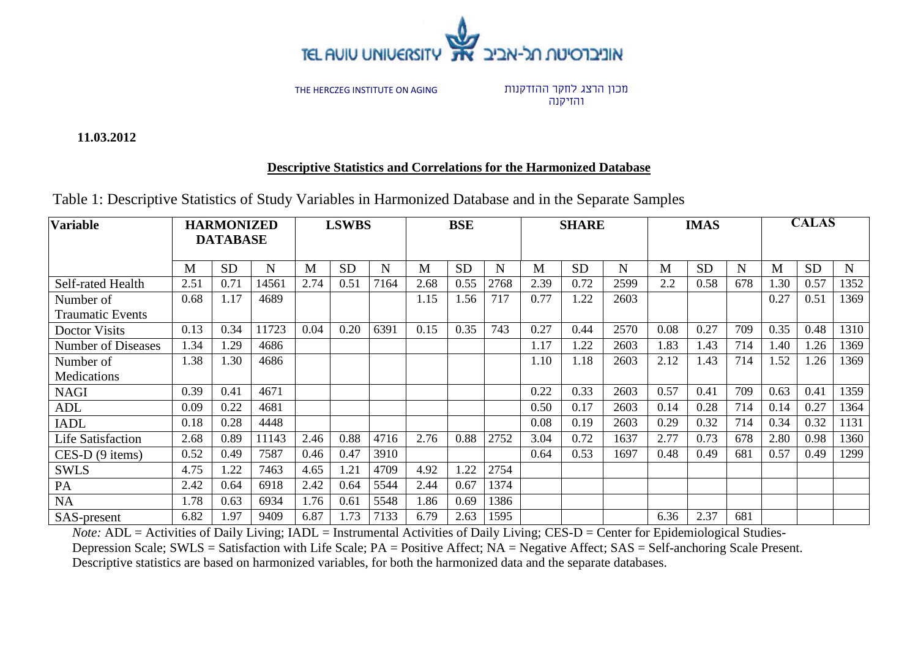TEL AVIV UNIVERSITY אוניברסיטת תל-אביב

THE HERCZEG INSTITUTE ON AGING מכון הרצג לחקר ההזדקנות והזיקנה

**11.03.2012**

## Descriptive Statistics and Correlations for the Harmonized Database

Table 1: Descriptive Statistics of Study Variables in Harmonized Database and in the Separate Samples

| Variable | HARMONIZED DATABASE | | | LSWBS | | | BSE | | | SHARE | | | IMAS | | | CALAS | | |
|---|---|---|---|---|---|---|---|---|---|---|---|---|---|---|---|---|---|---|
| | M | SD | N | M | SD | N | M | SD | N | M | SD | N | M | SD | N | M | SD | N |
| Self-rated Health | 2.51 | 0.71 | 14561 | 2.74 | 0.51 | 7164 | 2.68 | 0.55 | 2768 | 2.39 | 0.72 | 2599 | 2.2 | 0.58 | 678 | 1.30 | 0.57 | 1352 |
| Number of Traumatic Events | 0.68 | 1.17 | 4689 | | | | 1.15 | 1.56 | 717 | 0.77 | 1.22 | 2603 | | | | 0.27 | 0.51 | 1369 |
| Doctor Visits | 0.13 | 0.34 | 11723 | 0.04 | 0.20 | 6391 | 0.15 | 0.35 | 743 | 0.27 | 0.44 | 2570 | 0.08 | 0.27 | 709 | 0.35 | 0.48 | 1310 |
| Number of Diseases | 1.34 | 1.29 | 4686 | | | | | | | 1.17 | 1.22 | 2603 | 1.83 | 1.43 | 714 | 1.40 | 1.26 | 1369 |
| Number of Medications | 1.38 | 1.30 | 4686 | | | | | | | 1.10 | 1.18 | 2603 | 2.12 | 1.43 | 714 | 1.52 | 1.26 | 1369 |
| NAGI | 0.39 | 0.41 | 4671 | | | | | | | 0.22 | 0.33 | 2603 | 0.57 | 0.41 | 709 | 0.63 | 0.41 | 1359 |
| ADL | 0.09 | 0.22 | 4681 | | | | | | | 0.50 | 0.17 | 2603 | 0.14 | 0.28 | 714 | 0.14 | 0.27 | 1364 |
| IADL | 0.18 | 0.28 | 4448 | | | | | | | 0.08 | 0.19 | 2603 | 0.29 | 0.32 | 714 | 0.34 | 0.32 | 1131 |
| Life Satisfaction | 2.68 | 0.89 | 11143 | 2.46 | 0.88 | 4716 | 2.76 | 0.88 | 2752 | 3.04 | 0.72 | 1637 | 2.77 | 0.73 | 678 | 2.80 | 0.98 | 1360 |
| CES-D (9 items) | 0.52 | 0.49 | 7587 | 0.46 | 0.47 | 3910 | | | | 0.64 | 0.53 | 1697 | 0.48 | 0.49 | 681 | 0.57 | 0.49 | 1299 |
| SWLS | 4.75 | 1.22 | 7463 | 4.65 | 1.21 | 4709 | 4.92 | 1.22 | 2754 | | | | | | | | | |
| PA | 2.42 | 0.64 | 6918 | 2.42 | 0.64 | 5544 | 2.44 | 0.67 | 1374 | | | | | | | | | |
| NA | 1.78 | 0.63 | 6934 | 1.76 | 0.61 | 5548 | 1.86 | 0.69 | 1386 | | | | | | | | | |
| SAS-present | 6.82 | 1.97 | 9409 | 6.87 | 1.73 | 7133 | 6.79 | 2.63 | 1595 | | | | 6.36 | 2.37 | 681 | | | |

*Note:* ADL = Activities of Daily Living; IADL = Instrumental Activities of Daily Living; CES-D = Center for Epidemiological Studies-Depression Scale; SWLS = Satisfaction with Life Scale; PA = Positive Affect; NA = Negative Affect; SAS = Self-anchoring Scale Present. Descriptive statistics are based on harmonized variables, for both the harmonized data and the separate databases.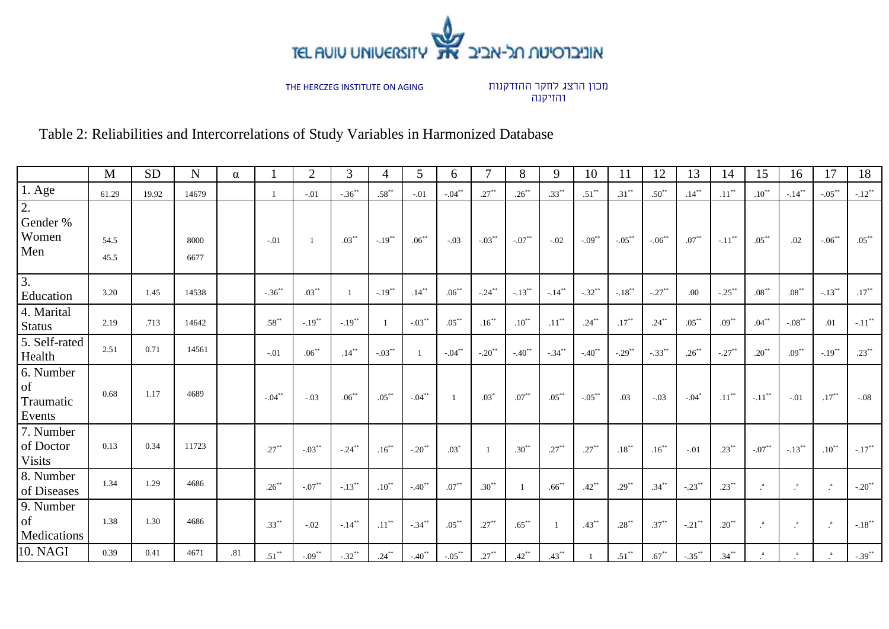Table 2: Reliabilities and Intercorrelations of Study Variables in Harmonized Database

| | M | SD | N | α | 1 | 2 | 3 | 4 | 5 | 6 | 7 | 8 | 9 | 10 | 11 | 12 | 13 | 14 | 15 | 16 | 17 | 18 |
|---|---|---|---|---|---|---|---|---|---|---|---|---|---|---|---|---|---|---|---|---|---|---|
| 1. Age | 61.29 | 19.92 | 14679 | | 1 | -.01 | -.36** | .58** | -.01 | -.04** | .27** | .26** | .33** | .51** | .31** | .50** | .14** | .11** | .10** | -.14** | -.05** | -.12** |
| 2. Gender % Women Men | 54.5 45.5 | | 8000 6677 | | -.01 | 1 | .03** | -.19** | .06** | -.03 | -.03** | -.07** | -.02 | -.09** | -.05** | -.06** | .07** | -.11** | .05** | .02 | -.06** | .05** |
| 3. Education | 3.20 | 1.45 | 14538 | | -.36** | .03** | 1 | -.19** | .14** | .06** | -.24** | -.13** | -.14** | -.32** | -.18** | -.27** | .00 | -.25** | .08** | .08** | -.13** | .17** |
| 4. Marital Status | 2.19 | .713 | 14642 | | .58** | -.19** | -.19** | 1 | -.03** | .05** | .16** | .10** | .11** | .24** | .17** | .24** | .05** | .09** | .04** | -.08** | .01 | -.11** |
| 5. Self-rated Health | 2.51 | 0.71 | 14561 | | -.01 | .06** | .14** | -.03** | 1 | -.04** | -.20** | -.40** | -.34** | -.40** | -.29** | -.33** | .26** | -.27** | .20** | .09** | -.19** | .23** |
| 6. Number of Traumatic Events | 0.68 | 1.17 | 4689 | | -.04** | -.03 | .06** | .05** | -.04** | 1 | .03* | .07** | .05** | -.05** | .03 | -.03 | -.04* | .11** | -.11** | -.01 | .17** | -.08 |
| 7. Number of Doctor Visits | 0.13 | 0.34 | 11723 | | .27** | -.03** | -.24** | .16** | -.20** | .03* | 1 | .30** | .27** | .27** | .18** | .16** | -.01 | .23** | -.07** | -.13** | .10** | -.17** |
| 8. Number of Diseases | 1.34 | 1.29 | 4686 | | .26** | -.07** | -.13** | .10** | -.40** | .07** | .30** | 1 | .66** | .42** | .29** | .34** | -.23** | .23** | .[a] | .[a] | .[a] | -.20** |
| 9. Number of Medications | 1.38 | 1.30 | 4686 | | .33** | -.02 | -.14** | .11** | -.34** | .05** | .27** | .65** | 1 | .43** | .28** | .37** | -.21** | .20** | .[a] | .[a] | .[a] | -.18** |
| 10. NAGI | 0.39 | 0.41 | 4671 | .81 | .51** | -.09** | -.32** | .24** | -.40** | -.05** | .27** | .42** | .43** | 1 | .51** | .67** | -.35** | .34** | .[a] | .[a] | .[a] | -.39** |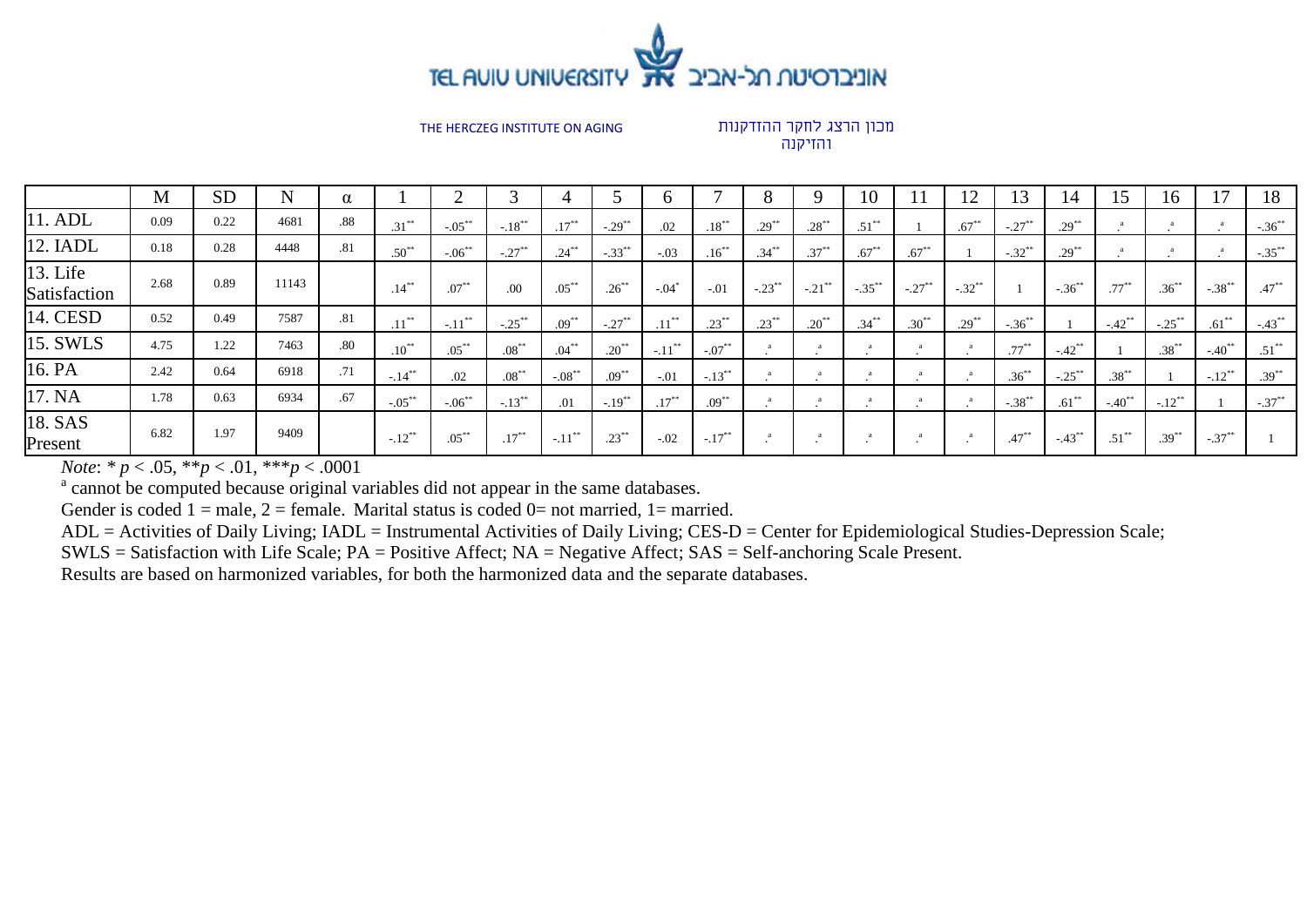| | M | SD | N | α | 1 | 2 | 3 | 4 | 5 | 6 | 7 | 8 | 9 | 10 | 11 | 12 | 13 | 14 | 15 | 16 | 17 | 18 |
|---|---|---|---|---|---|---|---|---|---|---|---|---|---|---|---|---|---|---|---|---|---|---|
| 11. ADL | 0.09 | 0.22 | 4681 | .88 | .31** | -.05** | -.18** | .17** | -.29** | .02 | .18** | .29** | .28** | .51** | 1 | .67** | -.27** | .29** | .[a] | .[a] | .[a] | -.36** |
| 12. IADL | 0.18 | 0.28 | 4448 | .81 | .50** | -.06** | -.27** | .24** | -.33** | -.03 | .16** | .34** | .37** | .67** | .67** | 1 | -.32** | .29** | .[a] | .[a] | .[a] | -.35** |
| 13. Life Satisfaction | 2.68 | 0.89 | 11143 | | .14** | .07** | .00 | .05** | .26** | -.04* | -.01 | -.23** | -.21** | -.35** | -.27** | -.32** | 1 | -.36** | .77** | .36** | -.38** | .47** |
| 14. CESD | 0.52 | 0.49 | 7587 | .81 | .11** | -.11** | -.25** | .09** | -.27** | .11** | .23** | .23** | .20** | .34** | .30** | .29** | -.36** | 1 | -.42** | -.25** | .61** | -.43** |
| 15. SWLS | 4.75 | 1.22 | 7463 | .80 | .10** | .05** | .08** | .04** | .20** | -.11** | -.07** | .[a] | .[a] | .[a] | .[a] | .[a] | .77** | -.42** | 1 | .38** | -.40** | .51** |
| 16. PA | 2.42 | 0.64 | 6918 | .71 | -.14** | .02 | .08** | -.08** | .09** | -.01 | -.13** | .[a] | .[a] | .[a] | .[a] | .[a] | .36** | -.25** | .38** | 1 | -.12** | .39** |
| 17. NA | 1.78 | 0.63 | 6934 | .67 | -.05** | -.06** | -.13** | .01 | -.19** | .17** | .09** | .[a] | .[a] | .[a] | .[a] | .[a] | -.38** | .61** | -.40** | -.12** | 1 | -.37** |
| 18. SAS Present | 6.82 | 1.97 | 9409 | | -.12** | .05** | .17** | -.11** | .23** | -.02 | -.17** | .[a] | .[a] | .[a] | .[a] | .[a] | .47** | -.43** | .51** | .39** | -.37** | 1 |

*Note*: * $p < .05$, ** $p < .01$, *** $p < .0001$

[a] cannot be computed because original variables did not appear in the same databases.

Gender is coded 1 = male, 2 = female. Marital status is coded 0= not married, 1= married.

ADL = Activities of Daily Living; IADL = Instrumental Activities of Daily Living; CES-D = Center for Epidemiological Studies-Depression Scale;

SWLS = Satisfaction with Life Scale; PA = Positive Affect; NA = Negative Affect; SAS = Self-anchoring Scale Present.

Results are based on harmonized variables, for both the harmonized data and the separate databases.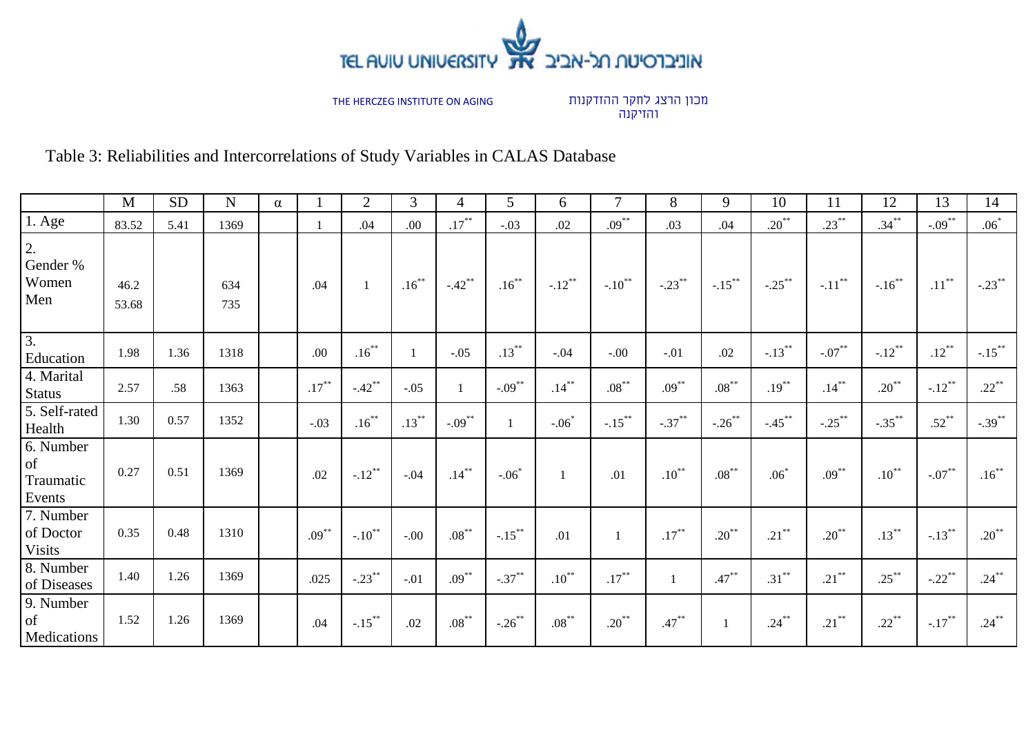TEL AVIV UNIVERSITY אוניברסיטת תל-אביב

THE HERCZEG INSTITUTE ON AGING

מכון הרצג לחקר ההזדקנות והזיקנה

Table 3: Reliabilities and Intercorrelations of Study Variables in CALAS Database

| | M | SD | N | α | 1 | 2 | 3 | 4 | 5 | 6 | 7 | 8 | 9 | 10 | 11 | 12 | 13 | 14 |
|---|---|---|---|---|---|---|---|---|---|---|---|---|---|---|---|---|---|---|
| 1. Age | 83.52 | 5.41 | 1369 | | 1 | .04 | .00 | .17** | -.03 | .02 | .09** | .03 | .04 | .20** | .23** | .34** | -.09** | .06* |
| 2. Gender % Women Men | 46.2 53.68 | | 634 735 | | .04 | 1 | .16** | -.42** | .16** | -.12** | -.10** | -.23** | -.15** | -.25** | -.11** | -.16** | .11** | -.23** |
| 3. Education | 1.98 | 1.36 | 1318 | | .00 | .16** | 1 | -.05 | .13** | -.04 | -.00 | -.01 | .02 | -.13** | -.07** | -.12** | .12** | -.15** |
| 4. Marital Status | 2.57 | .58 | 1363 | | .17** | -.42** | -.05 | 1 | -.09** | .14** | .08** | .09** | .08** | .19** | .14** | .20** | -.12** | .22** |
| 5. Self-rated Health | 1.30 | 0.57 | 1352 | | -.03 | .16** | .13** | -.09** | 1 | -.06* | -.15** | -.37** | -.26** | -.45** | -.25** | -.35** | .52** | -.39** |
| 6. Number of Traumatic Events | 0.27 | 0.51 | 1369 | | .02 | -.12** | -.04 | .14** | -.06* | 1 | .01 | .10** | .08** | .06* | .09** | .10** | -.07** | .16** |
| 7. Number of Doctor Visits | 0.35 | 0.48 | 1310 | | .09** | -.10** | -.00 | .08** | -.15** | .01 | 1 | .17** | .20** | .21** | .20** | .13** | -.13** | .20** |
| 8. Number of Diseases | 1.40 | 1.26 | 1369 | | .025 | -.23** | -.01 | .09** | -.37** | .10** | .17** | 1 | .47** | .31** | .21** | .25** | -.22** | .24** |
| 9. Number of Medications | 1.52 | 1.26 | 1369 | | .04 | -.15** | .02 | .08** | -.26** | .08** | .20** | .47** | 1 | .24** | .21** | .22** | -.17** | .24** |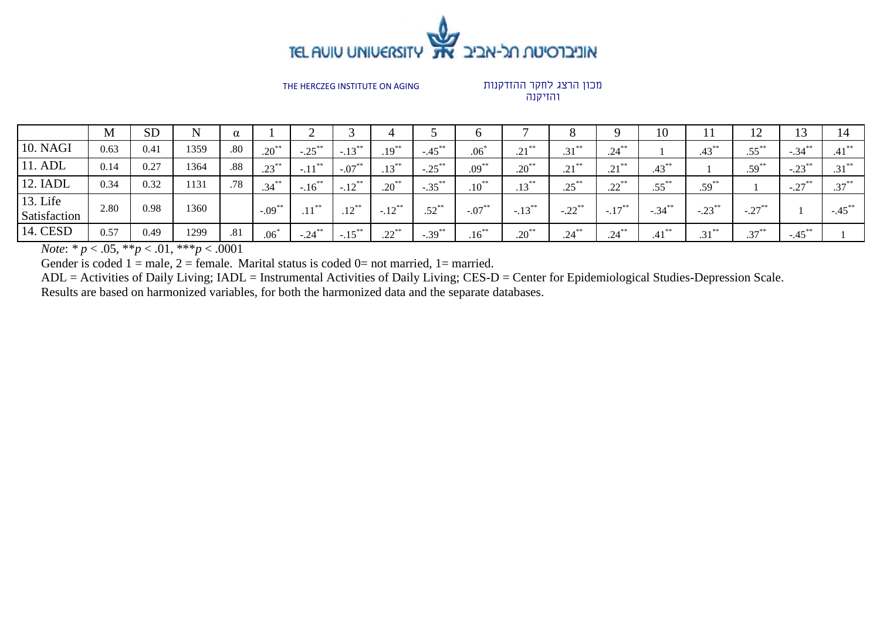| | M | SD | N | α | 1 | 2 | 3 | 4 | 5 | 6 | 7 | 8 | 9 | 10 | 11 | 12 | 13 | 14 |
|---|---|---|---|---|---|---|---|---|---|---|---|---|---|---|---|---|---|---|
| 10. NAGI | 0.63 | 0.41 | 1359 | .80 | .20** | -.25** | -.13** | .19** | -.45** | .06* | .21** | .31** | .24** | 1 | .43** | .55** | -.34** | .41** |
| 11. ADL | 0.14 | 0.27 | 1364 | .88 | .23** | -.11** | -.07** | .13** | -.25** | .09** | .20** | .21** | .21** | .43** | 1 | .59** | -.23** | .31** |
| 12. IADL | 0.34 | 0.32 | 1131 | .78 | .34** | -.16** | -.12** | .20** | -.35** | .10** | .13** | .25** | .22** | .55** | .59** | 1 | -.27** | .37** |
| 13. Life Satisfaction | 2.80 | 0.98 | 1360 | | -.09** | .11** | .12** | -.12** | .52** | -.07** | -.13** | -.22** | -.17** | -.34** | -.23** | -.27** | 1 | -.45** |
| 14. CESD | 0.57 | 0.49 | 1299 | .81 | .06* | -.24** | -.15** | .22** | -.39** | .16** | .20** | .24** | .24** | .41** | .31** | .37** | -.45** | 1 |

*Note*: * $p < .05$, ** $p < .01$, *** $p < .0001$

Gender is coded 1 = male, 2 = female. Marital status is coded 0= not married, 1= married.

ADL = Activities of Daily Living; IADL = Instrumental Activities of Daily Living; CES-D = Center for Epidemiological Studies-Depression Scale.

Results are based on harmonized variables, for both the harmonized data and the separate databases.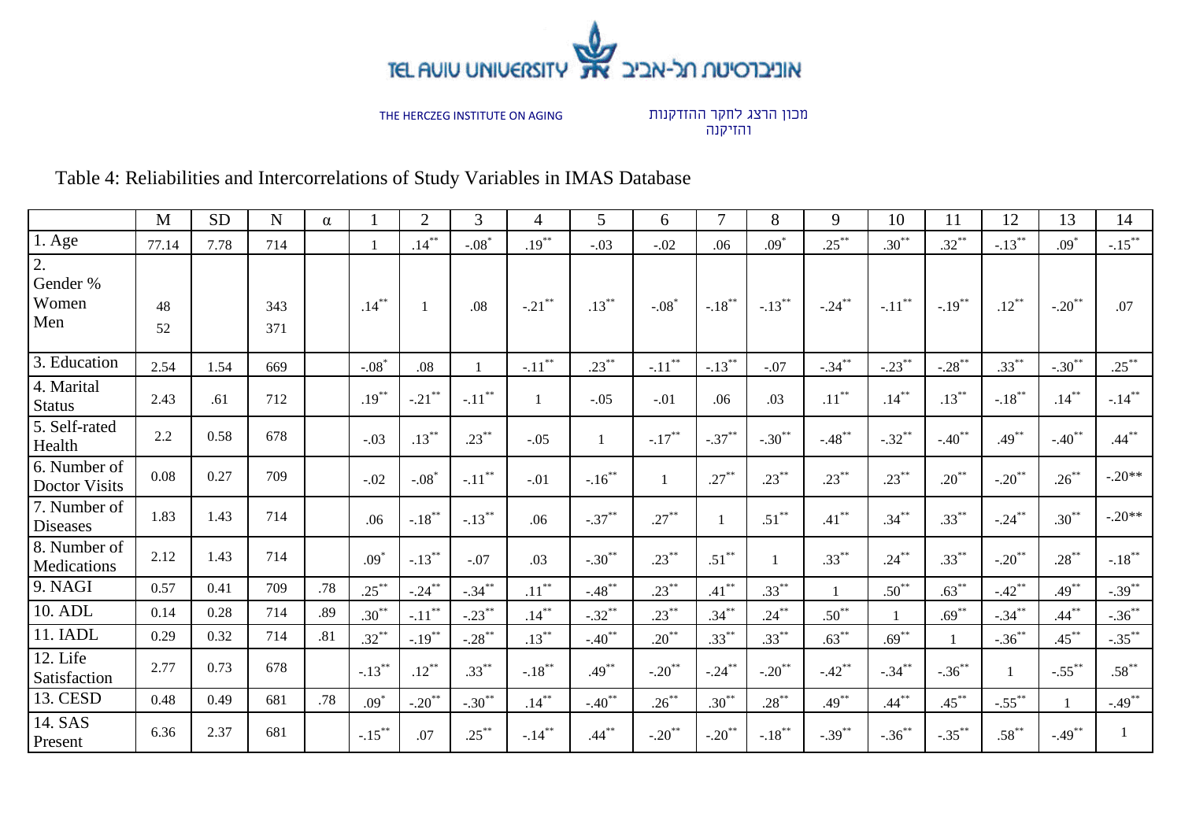Table 4: Reliabilities and Intercorrelations of Study Variables in IMAS Database

| | M | SD | N | α | 1 | 2 | 3 | 4 | 5 | 6 | 7 | 8 | 9 | 10 | 11 | 12 | 13 | 14 |
|---|---|---|---|---|---|---|---|---|---|---|---|---|---|---|---|---|---|---|
| 1. Age | 77.14 | 7.78 | 714 | | 1 | .14** | -.08* | .19** | -.03 | -.02 | .06 | .09* | .25** | .30** | .32** | -.13** | .09* | -.15** |
| 2. Gender % Women Men | 48 52 | | 343 371 | | .14** | 1 | .08 | -.21** | .13** | -.08* | -.18** | -.13** | -.24** | -.11** | -.19** | .12** | -.20** | .07 |
| 3. Education | 2.54 | 1.54 | 669 | | -.08* | .08 | 1 | -.11** | .23** | -.11** | -.13** | -.07 | -.34** | -.23** | -.28** | .33** | -.30** | .25** |
| 4. Marital Status | 2.43 | .61 | 712 | | .19** | -.21** | -.11** | 1 | -.05 | -.01 | .06 | .03 | .11** | .14** | .13** | -.18** | .14** | -.14** |
| 5. Self-rated Health | 2.2 | 0.58 | 678 | | -.03 | .13** | .23** | -.05 | 1 | -.17** | -.37** | -.30** | -.48** | -.32** | -.40** | .49** | -.40** | .44** |
| 6. Number of Doctor Visits | 0.08 | 0.27 | 709 | | -.02 | -.08* | -.11** | -.01 | -.16** | 1 | .27** | .23** | .23** | .23** | .20** | -.20** | .26** | -.20** |
| 7. Number of Diseases | 1.83 | 1.43 | 714 | | .06 | -.18** | -.13** | .06 | -.37** | .27** | 1 | .51** | .41** | .34** | .33** | -.24** | .30** | -.20** |
| 8. Number of Medications | 2.12 | 1.43 | 714 | | .09* | -.13** | -.07 | .03 | -.30** | .23** | .51** | 1 | .33** | .24** | .33** | -.20** | .28** | -.18** |
| 9. NAGI | 0.57 | 0.41 | 709 | .78 | .25** | -.24** | -.34** | .11** | -.48** | .23** | .41** | .33** | 1 | .50** | .63** | -.42** | .49** | -.39** |
| 10. ADL | 0.14 | 0.28 | 714 | .89 | .30** | -.11** | -.23** | .14** | -.32** | .23** | .34** | .24** | .50** | 1 | .69** | -.34** | .44** | -.36** |
| 11. IADL | 0.29 | 0.32 | 714 | .81 | .32** | -.19** | -.28** | .13** | -.40** | .20** | .33** | .33** | .63** | .69** | 1 | -.36** | .45** | -.35** |
| 12. Life Satisfaction | 2.77 | 0.73 | 678 | | -.13** | .12** | .33** | -.18** | .49** | -.20** | -.24** | -.20** | -.42** | -.34** | -.36** | 1 | -.55** | .58** |
| 13. CESD | 0.48 | 0.49 | 681 | .78 | .09* | -.20** | -.30** | .14** | -.40** | .26** | .30** | .28** | .49** | .44** | .45** | -.55** | 1 | -.49** |
| 14. SAS Present | 6.36 | 2.37 | 681 | | -.15** | .07 | .25** | -.14** | .44** | -.20** | -.20** | -.18** | -.39** | -.36** | -.35** | .58** | -.49** | 1 |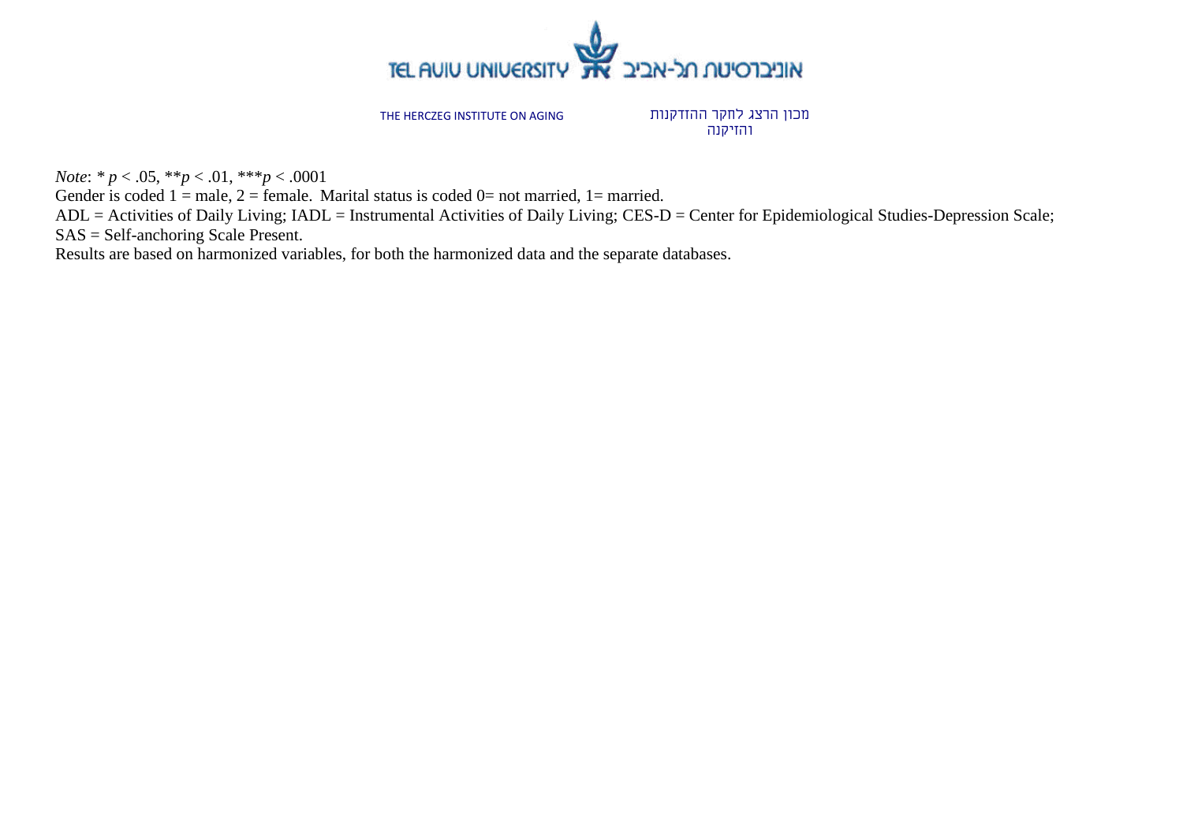*Note*: * $p < .05$, ** $p < .01$, *** $p < .0001$

Gender is coded 1 = male, 2 = female. Marital status is coded 0= not married, 1= married.

ADL = Activities of Daily Living; IADL = Instrumental Activities of Daily Living; CES-D = Center for Epidemiological Studies-Depression Scale; SAS = Self-anchoring Scale Present.

Results are based on harmonized variables, for both the harmonized data and the separate databases.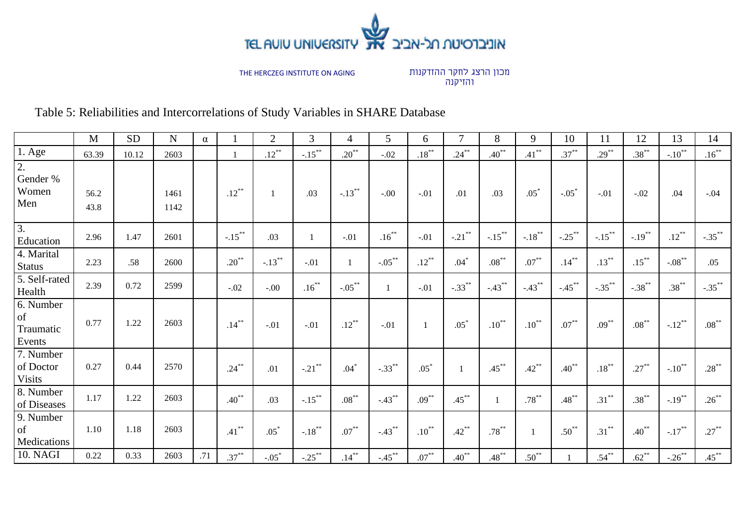TEL AVIV UNIVERSITY אוניברסיטת תל-אביב

THE HERZCEG INSTITUTE ON AGING

מכון הרצג לחקר ההזדקנות והזיקנה

Table 5: Reliabilities and Intercorrelations of Study Variables in SHARE Database

| | M | SD | N | α | 1 | 2 | 3 | 4 | 5 | 6 | 7 | 8 | 9 | 10 | 11 | 12 | 13 | 14 |
|---|---|---|---|---|---|---|---|---|---|---|---|---|---|---|---|---|---|---|
| 1. Age | 63.39 | 10.12 | 2603 | | 1 | .12** | -.15** | .20** | -.02 | .18** | .24** | .40** | .41** | .37** | .29** | .38** | -.10** | .16** |
| 2. Gender % Women Men | 56.2 43.8 | | 1461 1142 | | .12** | 1 | .03 | -.13** | -.00 | -.01 | .01 | .03 | .05* | -.05* | -.01 | -.02 | .04 | -.04 |
| 3. Education | 2.96 | 1.47 | 2601 | | -.15** | .03 | 1 | -.01 | .16** | -.01 | -.21** | -.15** | -.18** | -.25** | -.15** | -.19** | .12** | -.35** |
| 4. Marital Status | 2.23 | .58 | 2600 | | .20** | -.13** | -.01 | 1 | -.05** | .12** | .04* | .08** | .07** | .14** | .13** | .15** | -.08** | .05 |
| 5. Self-rated Health | 2.39 | 0.72 | 2599 | | -.02 | -.00 | .16** | -.05** | 1 | -.01 | -.33** | -.43** | -.43** | -.45** | -.35** | -.38** | .38** | -.35** |
| 6. Number of Traumatic Events | 0.77 | 1.22 | 2603 | | .14** | -.01 | -.01 | .12** | -.01 | 1 | .05* | .10** | .10** | .07** | .09** | .08** | -.12** | .08** |
| 7. Number of Doctor Visits | 0.27 | 0.44 | 2570 | | .24** | .01 | -.21** | .04* | -.33** | .05* | 1 | .45** | .42** | .40** | .18** | .27** | -.10** | .28** |
| 8. Number of Diseases | 1.17 | 1.22 | 2603 | | .40** | .03 | -.15** | .08** | -.43** | .09** | .45** | 1 | .78** | .48** | .31** | .38** | -.19** | .26** |
| 9. Number of Medications | 1.10 | 1.18 | 2603 | | .41** | .05* | -.18** | .07** | -.43** | .10** | .42** | .78** | 1 | .50** | .31** | .40** | -.17** | .27** |
| 10. NAGI | 0.22 | 0.33 | 2603 | .71 | .37** | -.05* | -.25** | .14** | -.45** | .07** | .40** | .48** | .50** | 1 | .54** | .62** | -.26** | .45** |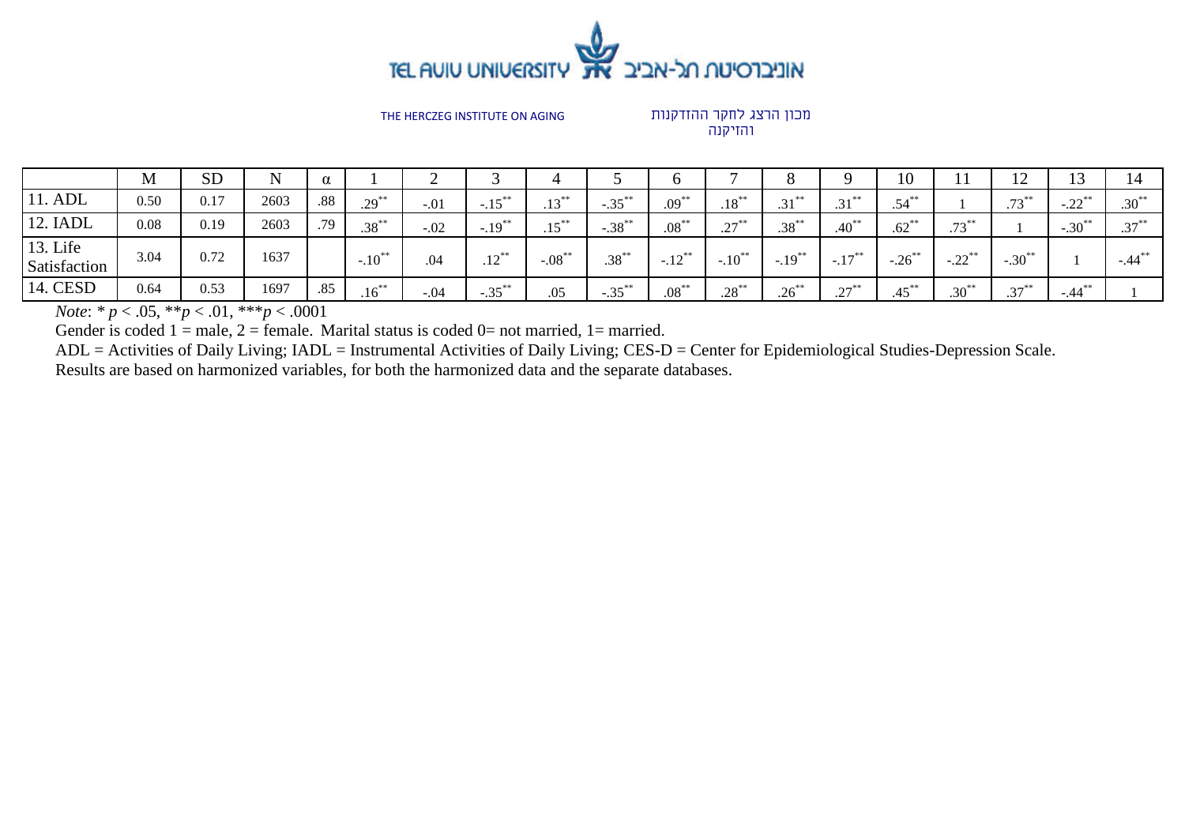| | M | SD | N | α | 1 | 2 | 3 | 4 | 5 | 6 | 7 | 8 | 9 | 10 | 11 | 12 | 13 | 14 |
|---|---|---|---|---|---|---|---|---|---|---|---|---|---|---|---|---|---|---|
| 11. ADL | 0.50 | 0.17 | 2603 | .88 | .29** | -.01 | -.15** | .13** | -.35** | .09** | .18** | .31** | .31** | .54** | 1 | .73** | -.22** | .30** |
| 12. IADL | 0.08 | 0.19 | 2603 | .79 | .38** | -.02 | -.19** | .15** | -.38** | .08** | .27** | .38** | .40** | .62** | .73** | 1 | -.30** | .37** |
| 13. Life Satisfaction | 3.04 | 0.72 | 1637 | | -.10** | .04 | .12** | -.08** | .38** | -.12** | -.10** | -.19** | -.17** | -.26** | -.22** | -.30** | 1 | -.44** |
| 14. CESD | 0.64 | 0.53 | 1697 | .85 | .16** | -.04 | -.35** | .05 | -.35** | .08** | .28** | .26** | .27** | .45** | .30** | .37** | -.44** | 1 |

*Note*: * $p < .05$, ** $p < .01$, *** $p < .0001$

Gender is coded 1 = male, 2 = female. Marital status is coded 0= not married, 1= married.

ADL = Activities of Daily Living; IADL = Instrumental Activities of Daily Living; CES-D = Center for Epidemiological Studies-Depression Scale.

Results are based on harmonized variables, for both the harmonized data and the separate databases.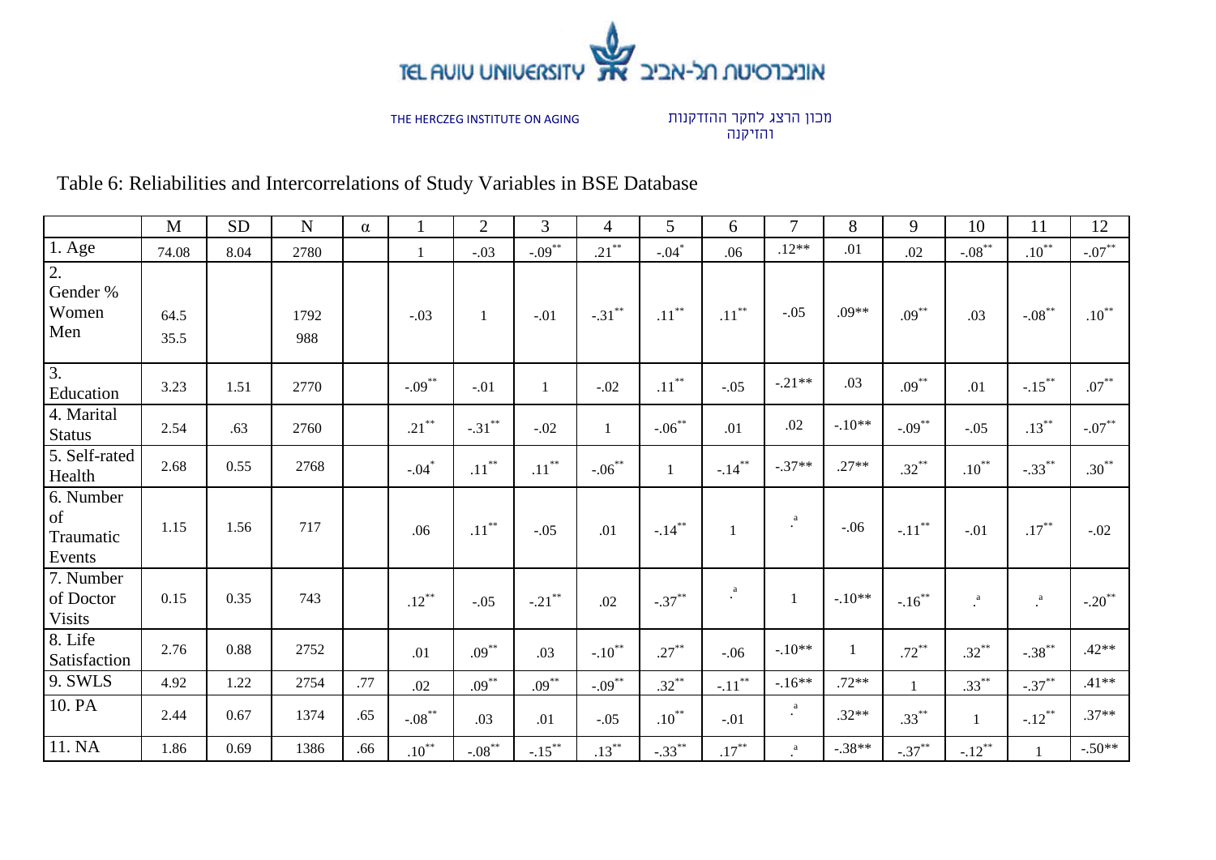Table 6: Reliabilities and Intercorrelations of Study Variables in BSE Database

| | M | SD | N | α | 1 | 2 | 3 | 4 | 5 | 6 | 7 | 8 | 9 | 10 | 11 | 12 |
|---|---|---|---|---|---|---|---|---|---|---|---|---|---|---|---|---|
| 1. Age | 74.08 | 8.04 | 2780 | | 1 | -.03 | -.09** | .21** | -.04* | .06 | .12** | .01 | .02 | -.08** | .10** | -.07** |
| 2. Gender % Women Men | 64.5 35.5 | | 1792 988 | | -.03 | 1 | -.01 | -.31** | .11** | .11** | -.05 | .09** | .09** | .03 | -.08** | .10** |
| 3. Education | 3.23 | 1.51 | 2770 | | -.09** | -.01 | 1 | -.02 | .11** | -.05 | -.21** | .03 | .09** | .01 | -.15** | .07** |
| 4. Marital Status | 2.54 | .63 | 2760 | | .21** | -.31** | -.02 | 1 | -.06** | .01 | .02 | -.10** | -.09** | -.05 | .13** | -.07** |
| 5. Self-rated Health | 2.68 | 0.55 | 2768 | | -.04* | .11** | .11** | -.06** | 1 | -.14** | -.37** | .27** | .32** | .10** | -.33** | .30** |
| 6. Number of Traumatic Events | 1.15 | 1.56 | 717 | | .06 | .11** | -.05 | .01 | -.14** | 1 | .[a] | -.06 | -.11** | -.01 | .17** | -.02 |
| 7. Number of Doctor Visits | 0.15 | 0.35 | 743 | | .12** | -.05 | -.21** | .02 | -.37** | .[a] | 1 | -.10** | -.16** | .[a] | .[a] | -.20** |
| 8. Life Satisfaction | 2.76 | 0.88 | 2752 | | .01 | .09** | .03 | -.10** | .27** | -.06 | -.10** | 1 | .72** | .32** | -.38** | .42** |
| 9. SWLS | 4.92 | 1.22 | 2754 | .77 | .02 | .09** | .09** | -.09** | .32** | -.11** | -.16** | .72** | 1 | .33** | -.37** | .41** |
| 10. PA | 2.44 | 0.67 | 1374 | .65 | -.08** | .03 | .01 | -.05 | .10** | -.01 | .[a] | .32** | .33** | 1 | -.12** | .37** |
| 11. NA | 1.86 | 0.69 | 1386 | .66 | .10** | -.08** | -.15** | .13** | -.33** | .17** | .[a] | -.38** | -.37** | -.12** | 1 | -.50** |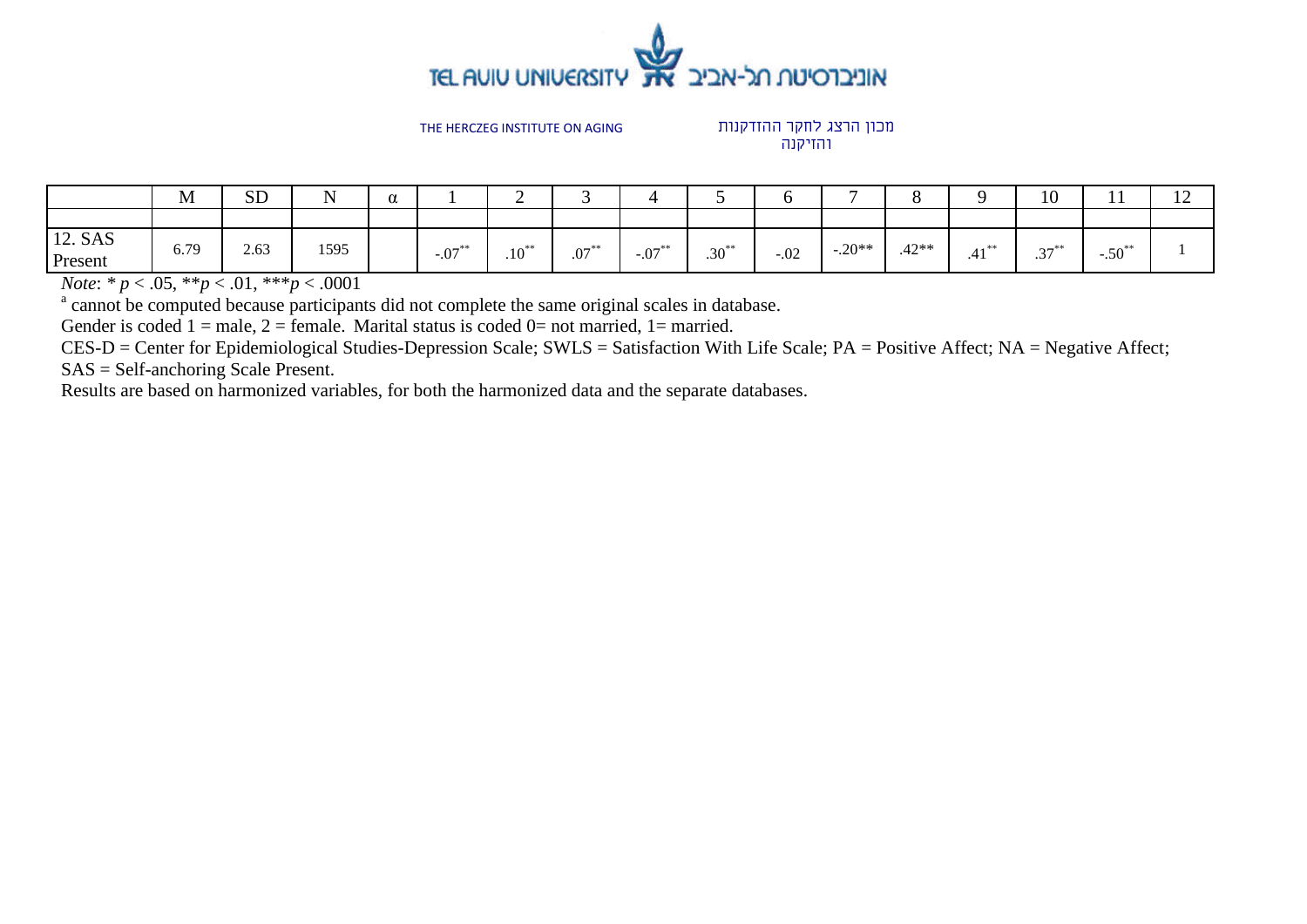THE HERCZEG INSTITUTE ON AGING

מכון הרצג לחקר ההזדקנות והזיקנה

| | M | SD | N | α | 1 | 2 | 3 | 4 | 5 | 6 | 7 | 8 | 9 | 10 | 11 | 12 |
|---|---|---|---|---|---|---|---|---|---|---|---|---|---|---|---|---|
| | | | | | | | | | | | | | | | | |
| 12. SAS Present | 6.79 | 2.63 | 1595 | | -.07** | .10** | .07** | -.07** | .30** | -.02 | -.20** | .42** | .41** | .37** | -.50** | 1 |

*Note*: * $p < .05$, ** $p < .01$, *** $p < .0001$

[a] cannot be computed because participants did not complete the same original scales in database.

Gender is coded 1 = male, 2 = female. Marital status is coded 0= not married, 1= married.

CES-D = Center for Epidemiological Studies-Depression Scale; SWLS = Satisfaction With Life Scale; PA = Positive Affect; NA = Negative Affect; SAS = Self-anchoring Scale Present.

Results are based on harmonized variables, for both the harmonized data and the separate databases.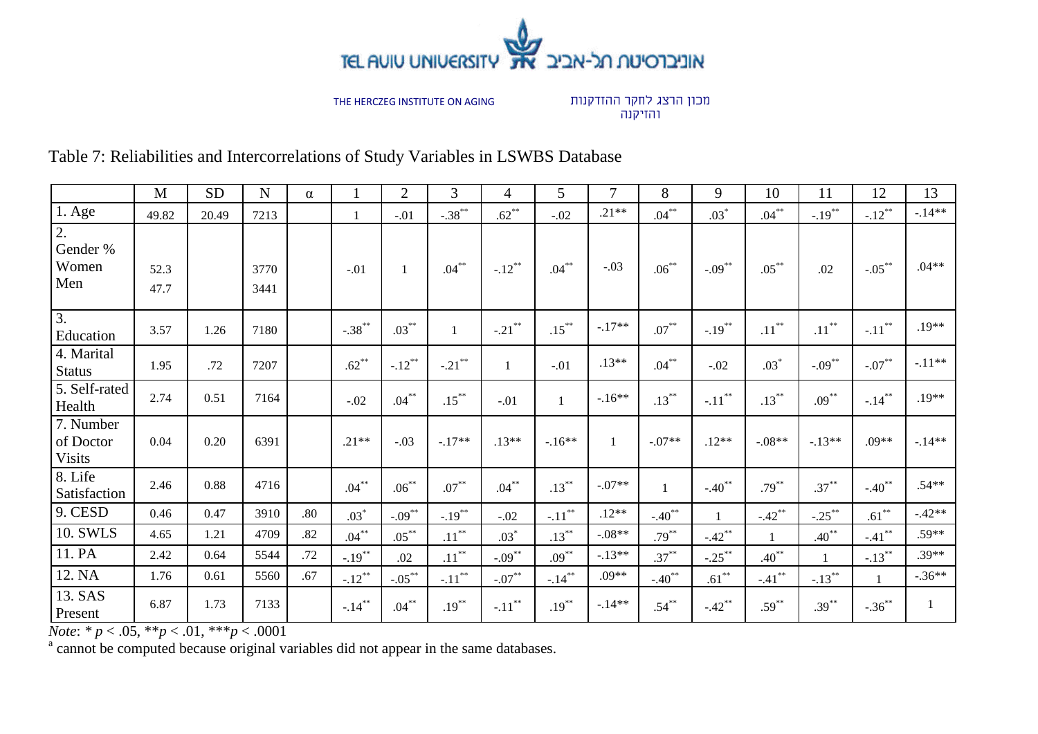TEL AVIV UNIVERSITY אוניברסיטת תל-אביב

THE HERCZEG INSTITUTE ON AGING

מכון הרצג לחקר ההזדקנות והזיקנה

Table 7: Reliabilities and Intercorrelations of Study Variables in LSWBS Database

| | M | SD | N | α | 1 | 2 | 3 | 4 | 5 | 7 | 8 | 9 | 10 | 11 | 12 | 13 |
|---|---|---|---|---|---|---|---|---|---|---|---|---|---|---|---|---|
| 1. Age | 49.82 | 20.49 | 7213 | | 1 | -.01 | -.38** | .62** | -.02 | .21** | .04** | .03* | .04** | -.19** | -.12** | -.14** |
| 2. Gender % Women Men | 52.3 47.7 | | 3770 3441 | | -.01 | 1 | .04** | -.12** | .04** | -.03 | .06** | -.09** | .05** | .02 | -.05** | .04** |
| 3. Education | 3.57 | 1.26 | 7180 | | -.38** | .03** | 1 | -.21** | .15** | -.17** | .07** | -.19** | .11** | .11** | -.11** | .19** |
| 4. Marital Status | 1.95 | .72 | 7207 | | .62** | -.12** | -.21** | 1 | -.01 | .13** | .04** | -.02 | .03* | -.09** | -.07** | -.11** |
| 5. Self-rated Health | 2.74 | 0.51 | 7164 | | -.02 | .04** | .15** | -.01 | 1 | -.16** | .13** | -.11** | .13** | .09** | -.14** | .19** |
| 7. Number of Doctor Visits | 0.04 | 0.20 | 6391 | | .21** | -.03 | -.17** | .13** | -.16** | 1 | -.07** | .12** | -.08** | -.13** | .09** | -.14** |
| 8. Life Satisfaction | 2.46 | 0.88 | 4716 | | .04** | .06** | .07** | .04** | .13** | -.07** | 1 | -.40** | .79** | .37** | -.40** | .54** |
| 9. CESD | 0.46 | 0.47 | 3910 | .80 | .03* | -.09** | -.19** | -.02 | -.11** | .12** | -.40** | 1 | -.42** | -.25** | .61** | -.42** |
| 10. SWLS | 4.65 | 1.21 | 4709 | .82 | .04** | .05** | .11** | .03* | .13** | -.08** | .79** | -.42** | 1 | .40** | -.41** | .59** |
| 11. PA | 2.42 | 0.64 | 5544 | .72 | -.19** | .02 | .11** | -.09** | .09** | -.13** | .37** | -.25** | .40** | 1 | -.13** | .39** |
| 12. NA | 1.76 | 0.61 | 5560 | .67 | -.12** | -.05** | -.11** | -.07** | -.14** | .09** | -.40** | .61** | -.41** | -.13** | 1 | -.36** |
| 13. SAS Present | 6.87 | 1.73 | 7133 | | -.14** | .04** | .19** | -.11** | .19** | -.14** | .54** | -.42** | .59** | .39** | -.36** | 1 |

*Note*: * $p < .05$, ** $p < .01$, *** $p < .0001$

[a] cannot be computed because original variables did not appear in the same databases.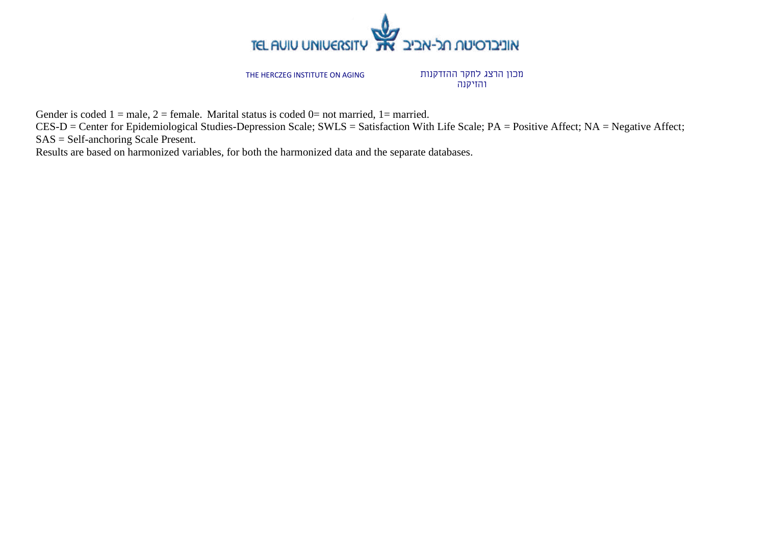Gender is coded 1 = male, 2 = female. Marital status is coded 0= not married, 1= married.

CES-D = Center for Epidemiological Studies-Depression Scale; SWLS = Satisfaction With Life Scale; PA = Positive Affect; NA = Negative Affect; SAS = Self-anchoring Scale Present.

Results are based on harmonized variables, for both the harmonized data and the separate databases.